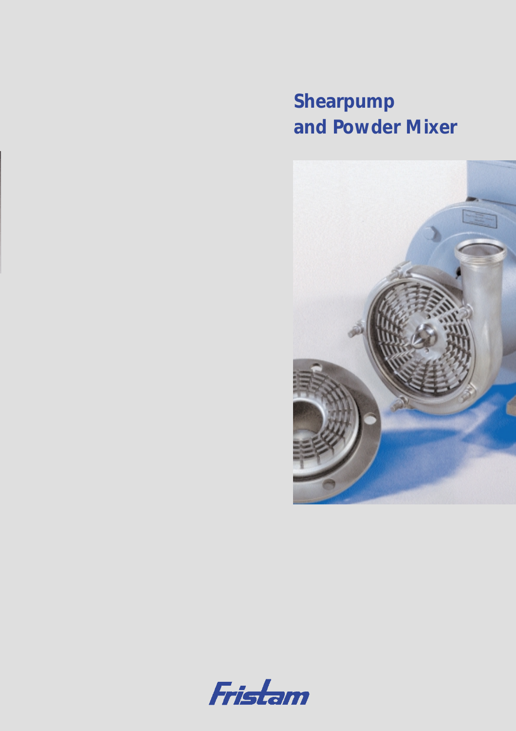# Shearpump and Powder Mixer

Fristam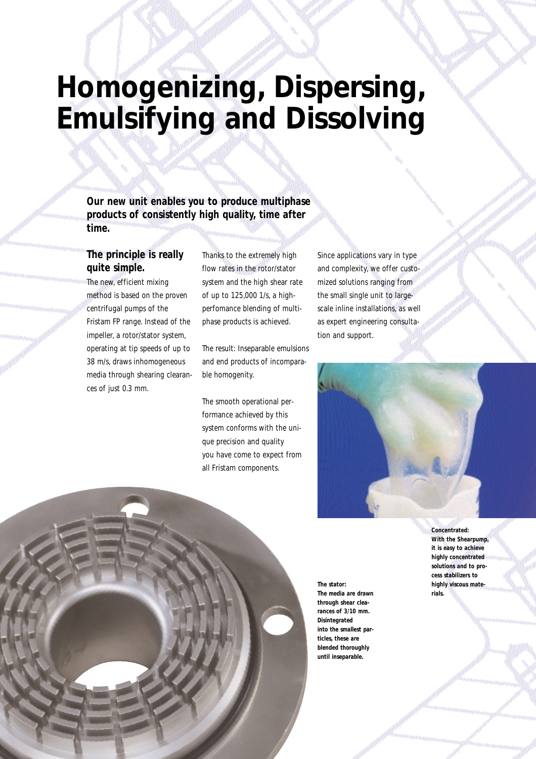# Homogenizing, Dispersing, Emulsifying and Dissolving

**Our new unit enables you to produce multiphase products of consistently high quality, time after time.**

## The principle is really quite simple.

The new, efficient mixing method is based on the proven centrifugal pumps of the Fristam FP range. Instead of the impeller, a rotor/stator system, operating at tip speeds of up to 38 m/s, draws inhomogeneous media through shearing clearances of just 0.3 mm.

Thanks to the extremely high flow rates in the rotor/stator system and the high shear rate of up to 125,000 1/s, a high-perfomance blending of multiphase products is achieved.

The result: Inseparable emulsions and end products of incomparable homogenity.

The smooth operational performance achieved by this system conforms with the unique precision and quality you have come to expect from all Fristam components.

Since applications vary in type and complexity, we offer customized solutions ranging from the small single unit to large-scale inline installations, as well as expert engineering consultation and support.

**Concentrated: With the Shearpump, it is easy to achieve highly concentrated solutions and to process stabilizers to highly viscous materials.**

**The stator: The media are drawn through shear clearances of 3/10 mm. Disintegrated into the smallest particles, these are blended thoroughly until inseparable.**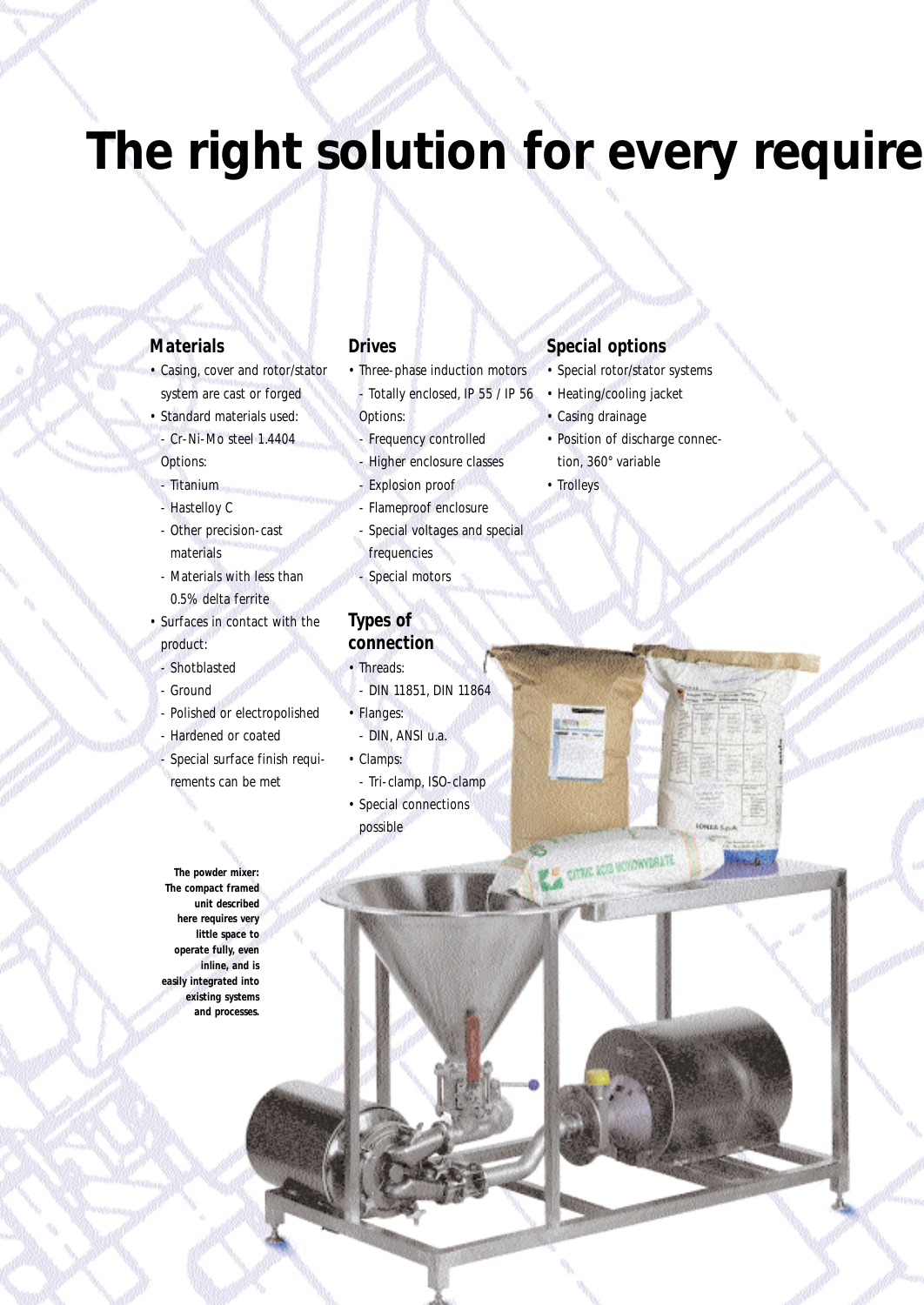# The right solution for every require

### Materials

- Casing, cover and rotor/stator system are cast or forged
- Standard materials used:
  - Cr-Ni-Mo steel 1.4404

  Options:
  - Titanium
  - Hastelloy C
  - Other precision-cast materials
  - Materials with less than 0.5% delta ferrite
- Surfaces in contact with the product:
  - Shotblasted
  - Ground
  - Polished or electropolished
  - Hardened or coated
  - Special surface finish requirements can be met

### Drives

- Three-phase induction motors
  - Totally enclosed, IP 55 / IP 56

  Options:
  - Frequency controlled
  - Higher enclosure classes
  - Explosion proof
  - Flameproof enclosure
  - Special voltages and special frequencies
  - Special motors

### Types of connection

- Threads:
  - DIN 11851, DIN 11864
- Flanges:
  - DIN, ANSI u.a.
- Clamps:
  - Tri-clamp, ISO-clamp
- Special connections possible

### Special options

- Special rotor/stator systems
- Heating/cooling jacket
- Casing drainage
- Position of discharge connection, 360° variable
- Trolleys

**The powder mixer: The compact framed unit described here requires very little space to operate fully, even inline, and is easily integrated into existing systems and processes.**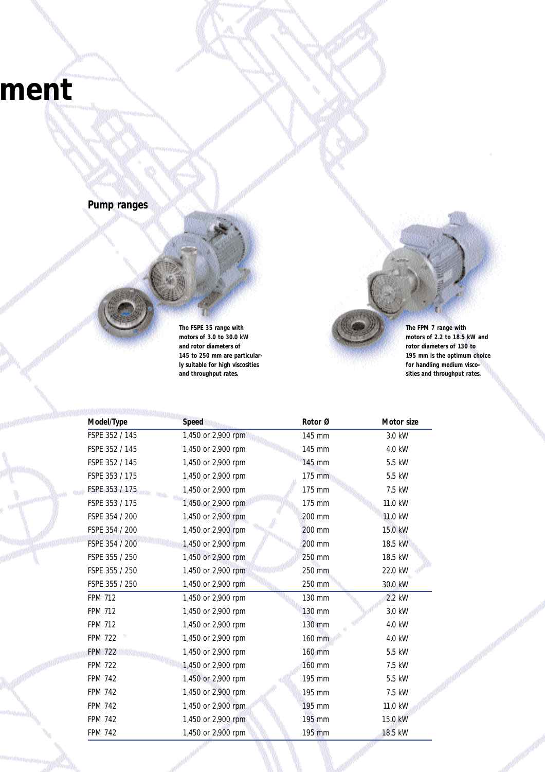# ment

## Pump ranges

The FSPE 35 range with motors of 3.0 to 30.0 kW and rotor diameters of 145 to 250 mm are particularly suitable for high viscosities and throughput rates.

The FPM 7 range with motors of 2.2 to 18.5 kW and rotor diameters of 130 to 195 mm is the optimum choice for handling medium viscosities and throughput rates.

| Model/Type | Speed | Rotor Ø | Motor size |
|---|---|---|---|
| FSPE 352 / 145 | 1,450 or 2,900 rpm | 145 mm | 3.0 kW |
| FSPE 352 / 145 | 1,450 or 2,900 rpm | 145 mm | 4.0 kW |
| FSPE 352 / 145 | 1,450 or 2,900 rpm | 145 mm | 5.5 kW |
| FSPE 353 / 175 | 1,450 or 2,900 rpm | 175 mm | 5.5 kW |
| FSPE 353 / 175 | 1,450 or 2,900 rpm | 175 mm | 7.5 kW |
| FSPE 353 / 175 | 1,450 or 2,900 rpm | 175 mm | 11.0 kW |
| FSPE 354 / 200 | 1,450 or 2,900 rpm | 200 mm | 11.0 kW |
| FSPE 354 / 200 | 1,450 or 2,900 rpm | 200 mm | 15.0 kW |
| FSPE 354 / 200 | 1,450 or 2,900 rpm | 200 mm | 18.5 kW |
| FSPE 355 / 250 | 1,450 or 2,900 rpm | 250 mm | 18.5 kW |
| FSPE 355 / 250 | 1,450 or 2,900 rpm | 250 mm | 22.0 kW |
| FSPE 355 / 250 | 1,450 or 2,900 rpm | 250 mm | 30.0 kW |
| FPM 712 | 1,450 or 2,900 rpm | 130 mm | 2.2 kW |
| FPM 712 | 1,450 or 2,900 rpm | 130 mm | 3.0 kW |
| FPM 712 | 1,450 or 2,900 rpm | 130 mm | 4.0 kW |
| FPM 722 | 1,450 or 2,900 rpm | 160 mm | 4.0 kW |
| FPM 722 | 1,450 or 2,900 rpm | 160 mm | 5.5 kW |
| FPM 722 | 1,450 or 2,900 rpm | 160 mm | 7.5 kW |
| FPM 742 | 1,450 or 2,900 rpm | 195 mm | 5.5 kW |
| FPM 742 | 1,450 or 2,900 rpm | 195 mm | 7.5 kW |
| FPM 742 | 1,450 or 2,900 rpm | 195 mm | 11.0 kW |
| FPM 742 | 1,450 or 2,900 rpm | 195 mm | 15.0 kW |
| FPM 742 | 1,450 or 2,900 rpm | 195 mm | 18.5 kW |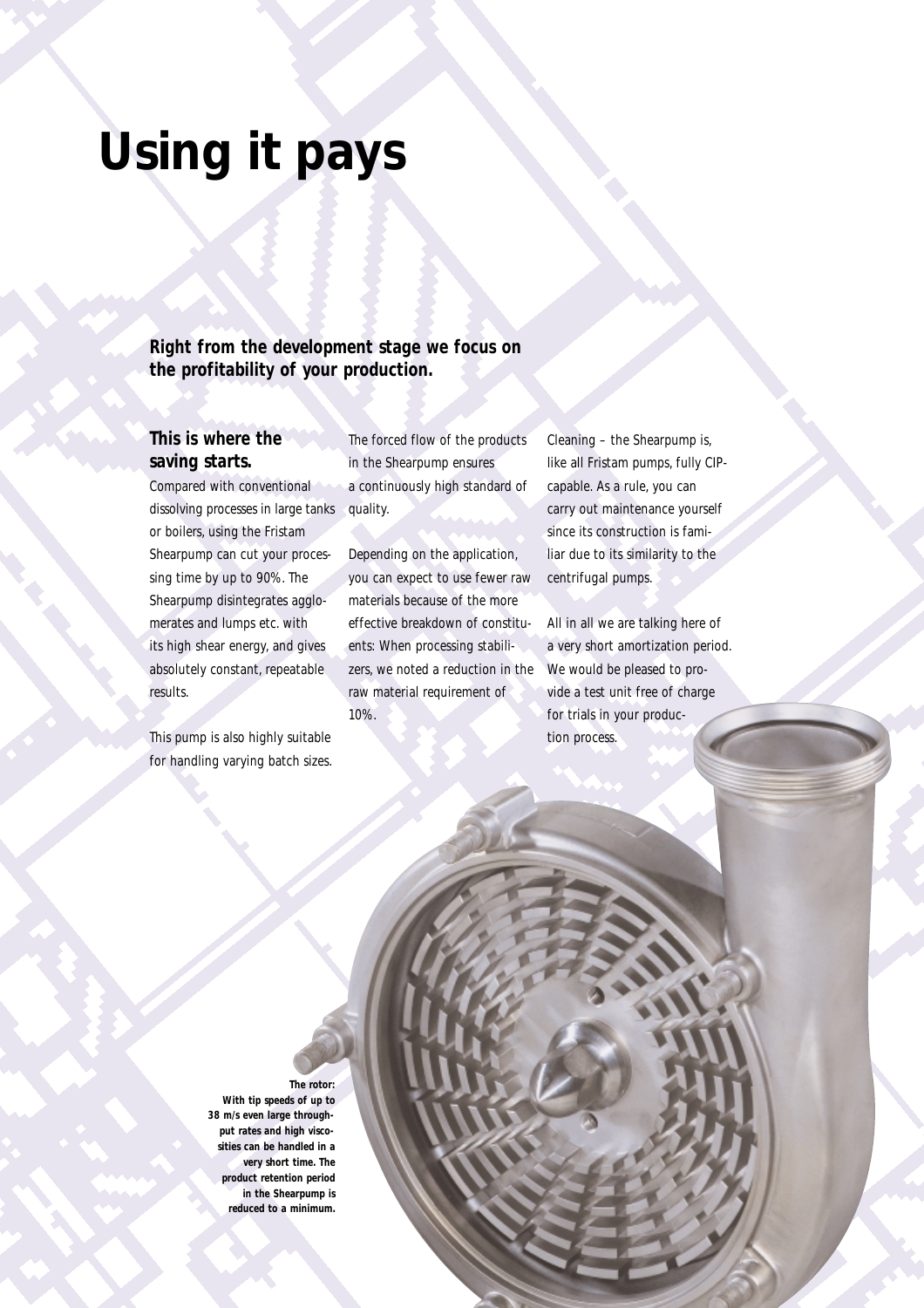# Using it pays

**Right from the development stage we focus on the profitability of your production.**

### This is where the saving starts.

Compared with conventional dissolving processes in large tanks or boilers, using the Fristam Shearpump can cut your processing time by up to 90%. The Shearpump disintegrates agglomerates and lumps etc. with its high shear energy, and gives absolutely constant, repeatable results.

This pump is also highly suitable for handling varying batch sizes.

The forced flow of the products in the Shearpump ensures a continuously high standard of quality.

Depending on the application, you can expect to use fewer raw materials because of the more effective breakdown of constituents: When processing stabilizers, we noted a reduction in the raw material requirement of 10%.

Cleaning – the Shearpump is, like all Fristam pumps, fully CIP-capable. As a rule, you can carry out maintenance yourself since its construction is familiar due to its similarity to the centrifugal pumps.

All in all we are talking here of a very short amortization period. We would be pleased to provide a test unit free of charge for trials in your production process.

**The rotor: With tip speeds of up to 38 m/s even large throughput rates and high viscosities can be handled in a very short time. The product retention period in the Shearpump is reduced to a minimum.**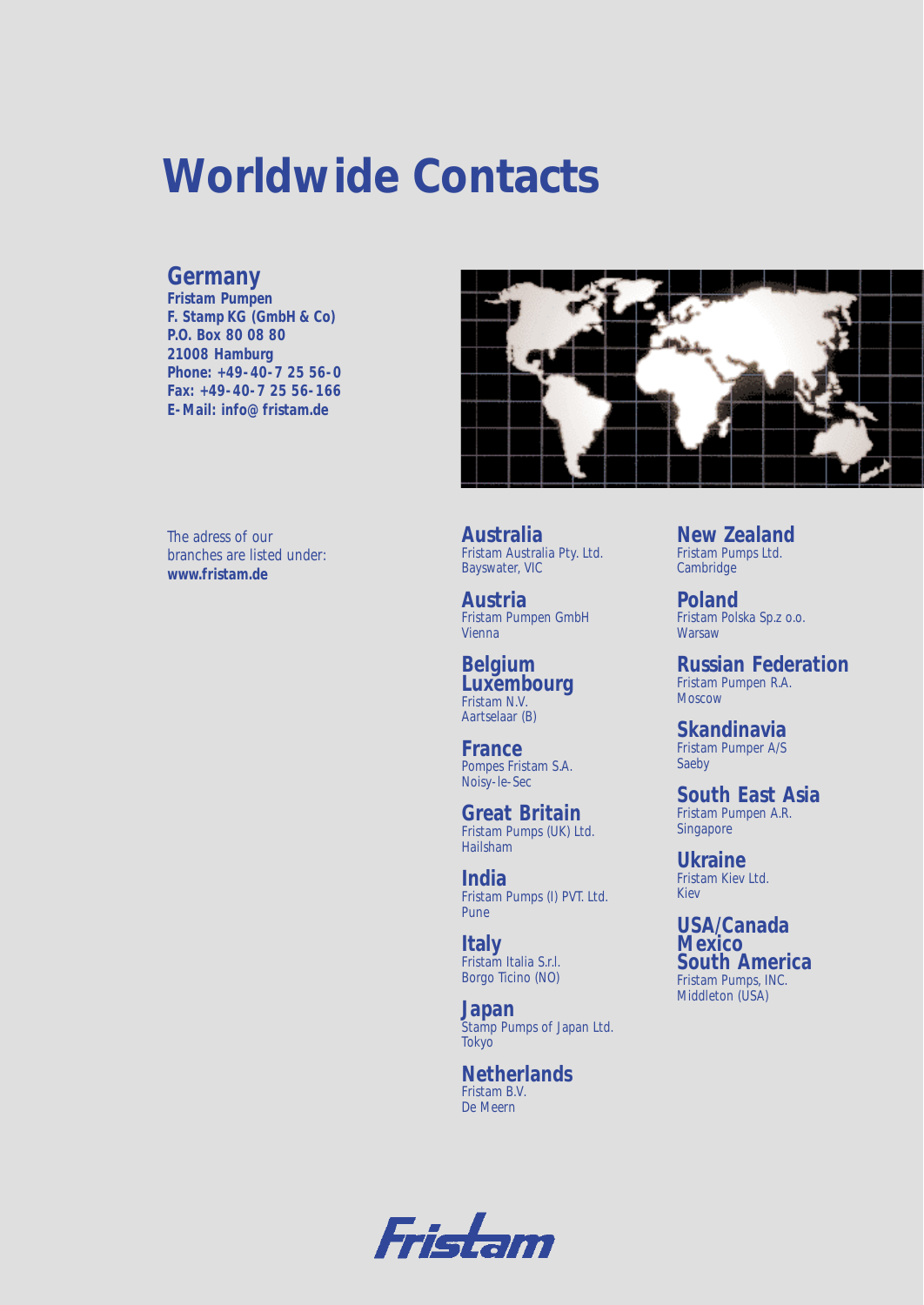# Worldwide Contacts

## Germany

**Fristam Pumpen**
**F. Stamp KG (GmbH & Co)**
**P.O. Box 80 08 80**
**21008 Hamburg**
**Phone: +49-40-7 25 56-0**
**Fax: +49-40-7 25 56-166**
**E-Mail: info@fristam.de**

The adress of our branches are listed under:
**www.fristam.de**

## Australia
Fristam Australia Pty. Ltd.
Bayswater, VIC

## Austria
Fristam Pumpen GmbH
Vienna

## Belgium Luxembourg
Fristam N.V.
Aartselaar (B)

## France
Pompes Fristam S.A.
Noisy-le-Sec

## Great Britain
Fristam Pumps (UK) Ltd.
Hailsham

## India
Fristam Pumps (I) PVT. Ltd.
Pune

## Italy
Fristam Italia S.r.l.
Borgo Ticino (NO)

## Japan
Stamp Pumps of Japan Ltd.
Tokyo

## Netherlands
Fristam B.V.
De Meern

## New Zealand
Fristam Pumps Ltd.
Cambridge

## Poland
Fristam Polska Sp.z o.o.
Warsaw

## Russian Federation
Fristam Pumpen R.A.
Moscow

## Skandinavia
Fristam Pumper A/S
Saeby

## South East Asia
Fristam Pumpen A.R.
Singapore

## Ukraine
Fristam Kiev Ltd.
Kiev

## USA/Canada Mexico South America
Fristam Pumps, INC.
Middleton (USA)

Fristam